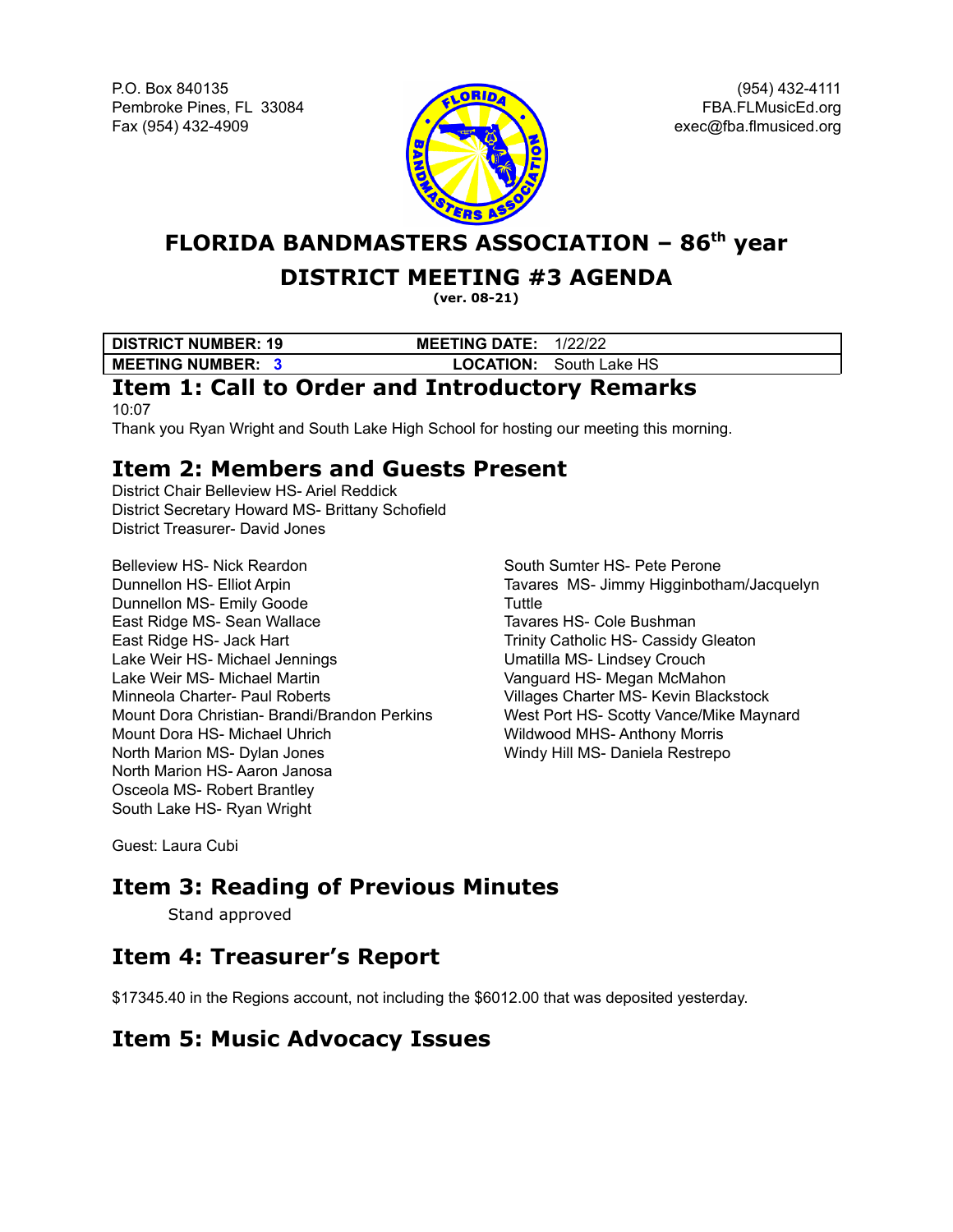P.O. Box 840135
Pembroke Pines, FL 33084
Fax (954) 432-4909

(954) 432-4111
FBA.FLMusicEd.org
exec@fba.flmusiced.org

# FLORIDA BANDMASTERS ASSOCIATION – 86th year

# DISTRICT MEETING #3 AGENDA

**(ver. 08-21)**

| **DISTRICT NUMBER: 19** | **MEETING DATE:** 1/22/22 |
|---|---|
| **MEETING NUMBER: 3** | **LOCATION:** South Lake HS |

## Item 1: Call to Order and Introductory Remarks

10:07

Thank you Ryan Wright and South Lake High School for hosting our meeting this morning.

## Item 2: Members and Guests Present

District Chair Belleview HS- Ariel Reddick
District Secretary Howard MS- Brittany Schofield
District Treasurer- David Jones

Belleview HS- Nick Reardon
Dunnellon HS- Elliot Arpin
Dunnellon MS- Emily Goode
East Ridge MS- Sean Wallace
East Ridge HS- Jack Hart
Lake Weir HS- Michael Jennings
Lake Weir MS- Michael Martin
Minneola Charter- Paul Roberts
Mount Dora Christian- Brandi/Brandon Perkins
Mount Dora HS- Michael Uhrich
North Marion MS- Dylan Jones
North Marion HS- Aaron Janosa
Osceola MS- Robert Brantley
South Lake HS- Ryan Wright
South Sumter HS- Pete Perone
Tavares MS- Jimmy Higginbotham/Jacquelyn Tuttle
Tavares HS- Cole Bushman
Trinity Catholic HS- Cassidy Gleaton
Umatilla MS- Lindsey Crouch
Vanguard HS- Megan McMahon
Villages Charter MS- Kevin Blackstock
West Port HS- Scotty Vance/Mike Maynard
Wildwood MHS- Anthony Morris
Windy Hill MS- Daniela Restrepo

Guest: Laura Cubi

## Item 3: Reading of Previous Minutes

Stand approved

## Item 4: Treasurer's Report

$17345.40 in the Regions account, not including the $6012.00 that was deposited yesterday.

## Item 5: Music Advocacy Issues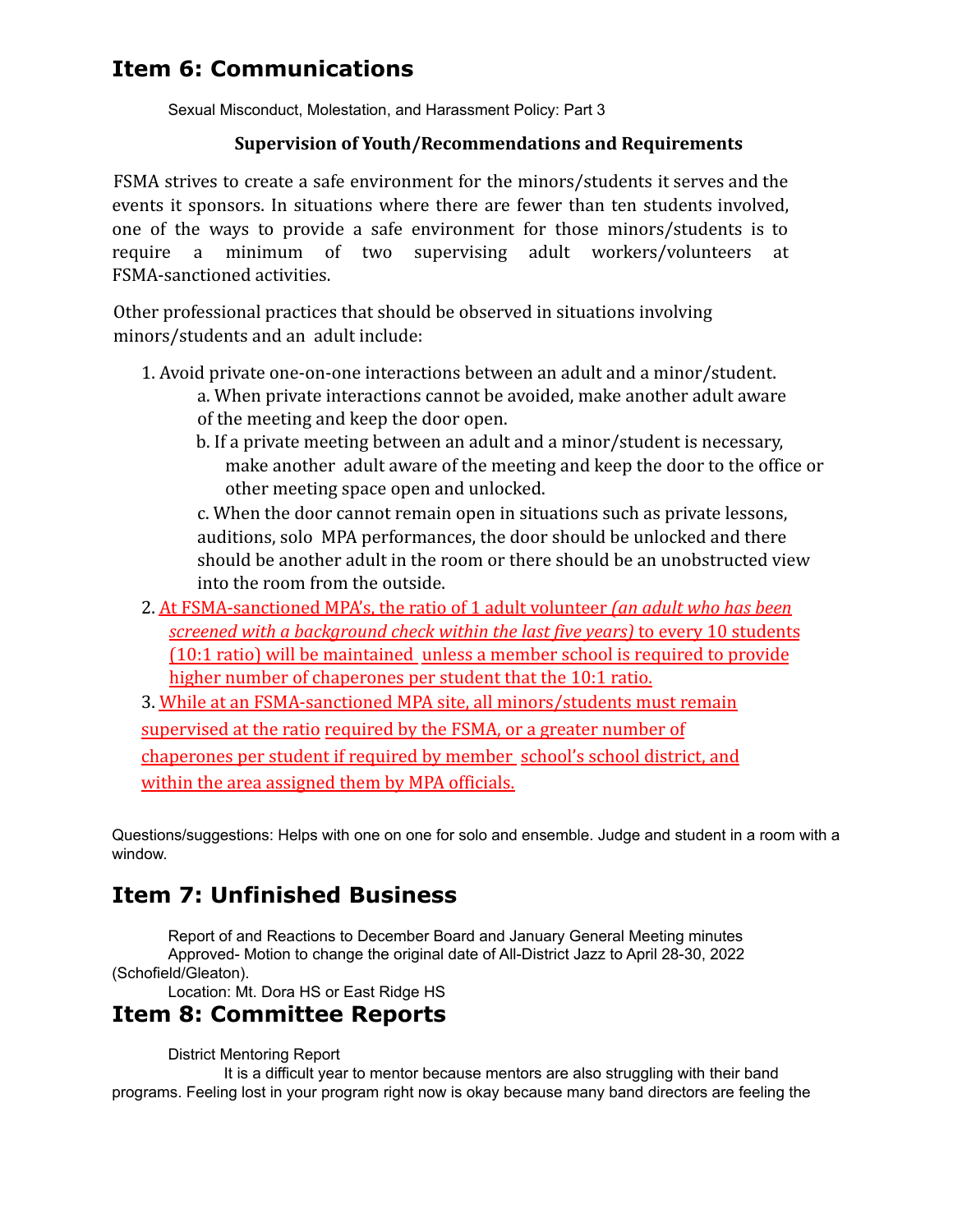## Item 6: Communications

Sexual Misconduct, Molestation, and Harassment Policy: Part 3

**Supervision of Youth/Recommendations and Requirements**

FSMA strives to create a safe environment for the minors/students it serves and the events it sponsors. In situations where there are fewer than ten students involved, one of the ways to provide a safe environment for those minors/students is to require a minimum of two supervising adult workers/volunteers at FSMA-sanctioned activities.

Other professional practices that should be observed in situations involving minors/students and an adult include:

1. Avoid private one-on-one interactions between an adult and a minor/student.
   a. When private interactions cannot be avoided, make another adult aware of the meeting and keep the door open.
   b. If a private meeting between an adult and a minor/student is necessary, make another adult aware of the meeting and keep the door to the office or other meeting space open and unlocked.
   c. When the door cannot remain open in situations such as private lessons, auditions, solo MPA performances, the door should be unlocked and there should be another adult in the room or there should be an unobstructed view into the room from the outside.
2. At FSMA-sanctioned MPA's, the ratio of 1 adult volunteer *(an adult who has been screened with a background check within the last five years)* to every 10 students (10:1 ratio) will be maintained unless a member school is required to provide higher number of chaperones per student that the 10:1 ratio.
3. While at an FSMA-sanctioned MPA site, all minors/students must remain supervised at the ratio required by the FSMA, or a greater number of chaperones per student if required by member school's school district, and within the area assigned them by MPA officials.

Questions/suggestions: Helps with one on one for solo and ensemble. Judge and student in a room with a window.

## Item 7: Unfinished Business

Report of and Reactions to December Board and January General Meeting minutes
Approved- Motion to change the original date of All-District Jazz to April 28-30, 2022 (Schofield/Gleaton).
Location: Mt. Dora HS or East Ridge HS

## Item 8: Committee Reports

District Mentoring Report

It is a difficult year to mentor because mentors are also struggling with their band programs. Feeling lost in your program right now is okay because many band directors are feeling the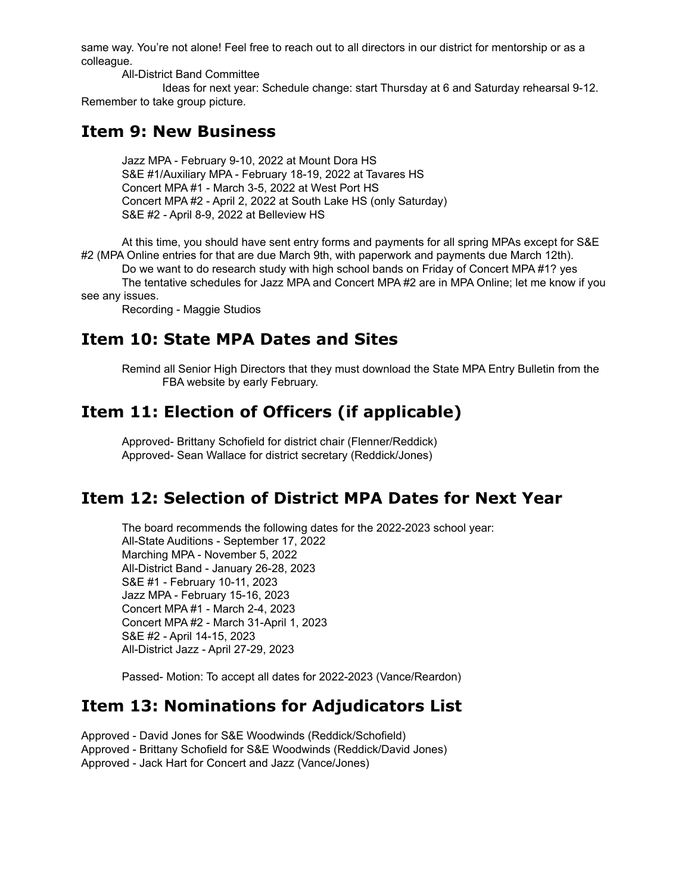same way. You're not alone! Feel free to reach out to all directors in our district for mentorship or as a colleague.

All-District Band Committee

Ideas for next year: Schedule change: start Thursday at 6 and Saturday rehearsal 9-12. Remember to take group picture.

## Item 9: New Business

Jazz MPA - February 9-10, 2022 at Mount Dora HS
S&E #1/Auxiliary MPA - February 18-19, 2022 at Tavares HS
Concert MPA #1 - March 3-5, 2022 at West Port HS
Concert MPA #2 - April 2, 2022 at South Lake HS (only Saturday)
S&E #2 - April 8-9, 2022 at Belleview HS

At this time, you should have sent entry forms and payments for all spring MPAs except for S&E #2 (MPA Online entries for that are due March 9th, with paperwork and payments due March 12th).

Do we want to do research study with high school bands on Friday of Concert MPA #1? yes

The tentative schedules for Jazz MPA and Concert MPA #2 are in MPA Online; let me know if you see any issues.

Recording - Maggie Studios

## Item 10: State MPA Dates and Sites

Remind all Senior High Directors that they must download the State MPA Entry Bulletin from the FBA website by early February.

## Item 11: Election of Officers (if applicable)

Approved- Brittany Schofield for district chair (Flenner/Reddick)
Approved- Sean Wallace for district secretary (Reddick/Jones)

## Item 12: Selection of District MPA Dates for Next Year

The board recommends the following dates for the 2022-2023 school year:
All-State Auditions - September 17, 2022
Marching MPA - November 5, 2022
All-District Band - January 26-28, 2023
S&E #1 - February 10-11, 2023
Jazz MPA - February 15-16, 2023
Concert MPA #1 - March 2-4, 2023
Concert MPA #2 - March 31-April 1, 2023
S&E #2 - April 14-15, 2023
All-District Jazz - April 27-29, 2023

Passed- Motion: To accept all dates for 2022-2023 (Vance/Reardon)

## Item 13: Nominations for Adjudicators List

Approved - David Jones for S&E Woodwinds (Reddick/Schofield)
Approved - Brittany Schofield for S&E Woodwinds (Reddick/David Jones)
Approved - Jack Hart for Concert and Jazz (Vance/Jones)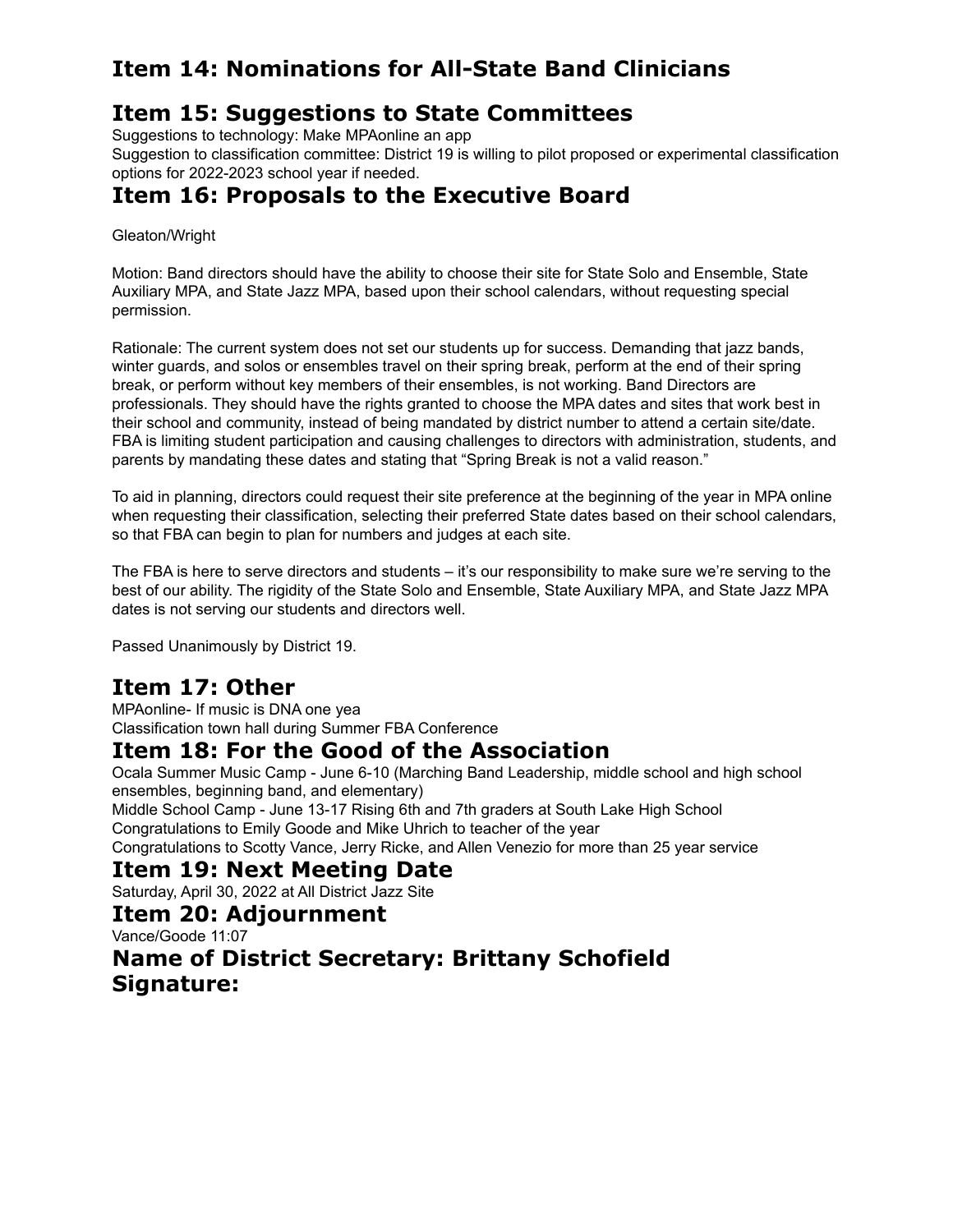## Item 14: Nominations for All-State Band Clinicians

## Item 15: Suggestions to State Committees

Suggestions to technology: Make MPAonline an app
Suggestion to classification committee: District 19 is willing to pilot proposed or experimental classification options for 2022-2023 school year if needed.

## Item 16: Proposals to the Executive Board

Gleaton/Wright

Motion: Band directors should have the ability to choose their site for State Solo and Ensemble, State Auxiliary MPA, and State Jazz MPA, based upon their school calendars, without requesting special permission.

Rationale: The current system does not set our students up for success. Demanding that jazz bands, winter guards, and solos or ensembles travel on their spring break, perform at the end of their spring break, or perform without key members of their ensembles, is not working. Band Directors are professionals. They should have the rights granted to choose the MPA dates and sites that work best in their school and community, instead of being mandated by district number to attend a certain site/date. FBA is limiting student participation and causing challenges to directors with administration, students, and parents by mandating these dates and stating that "Spring Break is not a valid reason."

To aid in planning, directors could request their site preference at the beginning of the year in MPA online when requesting their classification, selecting their preferred State dates based on their school calendars, so that FBA can begin to plan for numbers and judges at each site.

The FBA is here to serve directors and students – it's our responsibility to make sure we're serving to the best of our ability. The rigidity of the State Solo and Ensemble, State Auxiliary MPA, and State Jazz MPA dates is not serving our students and directors well.

Passed Unanimously by District 19.

## Item 17: Other

MPAonline- If music is DNA one yea
Classification town hall during Summer FBA Conference

## Item 18: For the Good of the Association

Ocala Summer Music Camp - June 6-10 (Marching Band Leadership, middle school and high school ensembles, beginning band, and elementary)
Middle School Camp - June 13-17 Rising 6th and 7th graders at South Lake High School
Congratulations to Emily Goode and Mike Uhrich to teacher of the year
Congratulations to Scotty Vance, Jerry Ricke, and Allen Venezio for more than 25 year service

## Item 19: Next Meeting Date

Saturday, April 30, 2022 at All District Jazz Site

## Item 20: Adjournment

Vance/Goode 11:07

## Name of District Secretary: Brittany Schofield

## Signature: